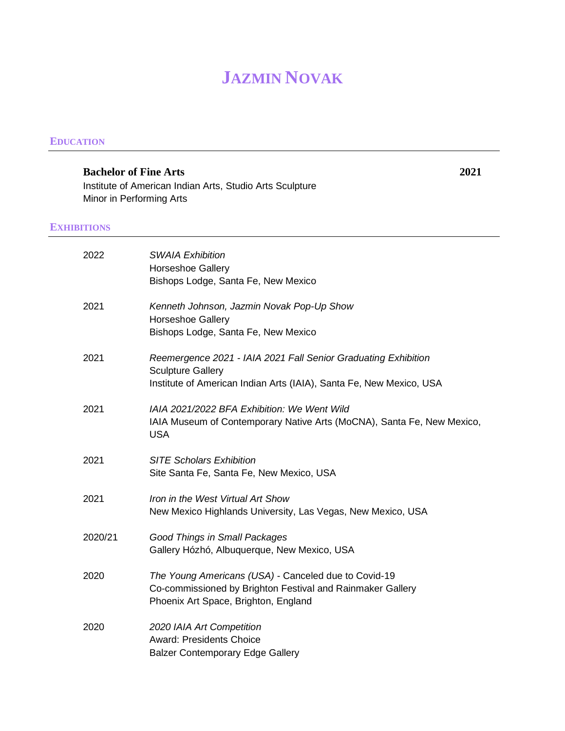# Jazmin Novak

## Education

**Bachelor of Fine Arts** **2021**
Institute of American Indian Arts, Studio Arts Sculpture
Minor in Performing Arts

## Exhibitions

2022 *SWAIA Exhibition*
Horseshoe Gallery
Bishops Lodge, Santa Fe, New Mexico

2021 *Kenneth Johnson, Jazmin Novak Pop-Up Show*
Horseshoe Gallery
Bishops Lodge, Santa Fe, New Mexico

2021 *Reemergence 2021 - IAIA 2021 Fall Senior Graduating Exhibition*
Sculpture Gallery
Institute of American Indian Arts (IAIA), Santa Fe, New Mexico, USA

2021 *IAIA 2021/2022 BFA Exhibition: We Went Wild*
IAIA Museum of Contemporary Native Arts (MoCNA), Santa Fe, New Mexico, USA

2021 *SITE Scholars Exhibition*
Site Santa Fe, Santa Fe, New Mexico, USA

2021 *Iron in the West Virtual Art Show*
New Mexico Highlands University, Las Vegas, New Mexico, USA

2020/21 *Good Things in Small Packages*
Gallery Hózhó, Albuquerque, New Mexico, USA

2020 *The Young Americans (USA)* - Canceled due to Covid-19
Co-commissioned by Brighton Festival and Rainmaker Gallery
Phoenix Art Space, Brighton, England

2020 *2020 IAIA Art Competition*
Award: Presidents Choice
Balzer Contemporary Edge Gallery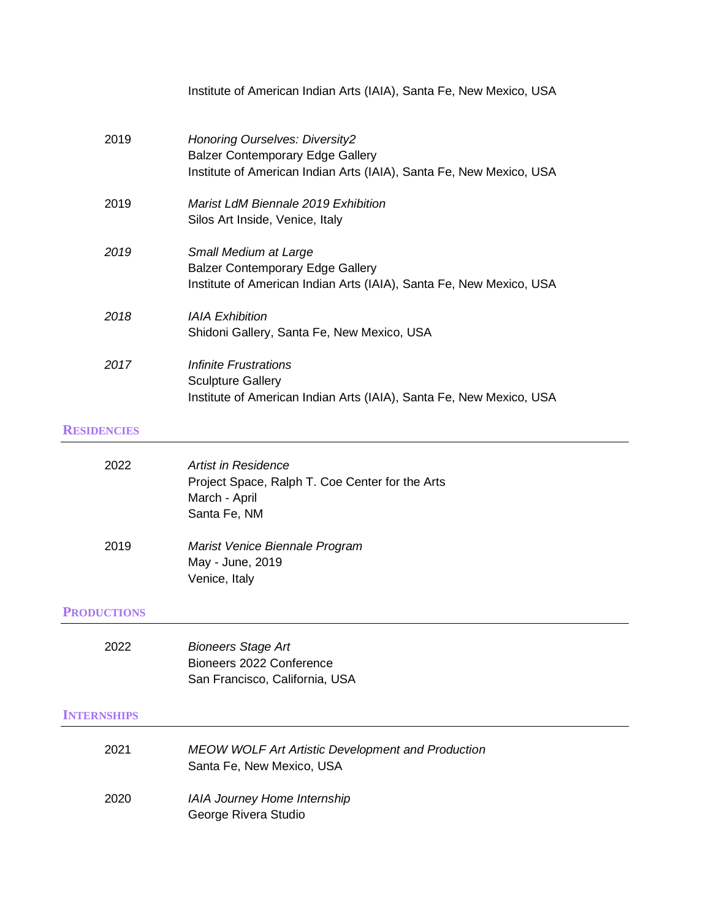Institute of American Indian Arts (IAIA), Santa Fe, New Mexico, USA

2019 — *Honoring Ourselves: Diversity2*
Balzer Contemporary Edge Gallery
Institute of American Indian Arts (IAIA), Santa Fe, New Mexico, USA

2019 — *Marist LdM Biennale 2019 Exhibition*
Silos Art Inside, Venice, Italy

*2019* — *Small Medium at Large*
Balzer Contemporary Edge Gallery
Institute of American Indian Arts (IAIA), Santa Fe, New Mexico, USA

*2018* — *IAIA Exhibition*
Shidoni Gallery, Santa Fe, New Mexico, USA

*2017* — *Infinite Frustrations*
Sculpture Gallery
Institute of American Indian Arts (IAIA), Santa Fe, New Mexico, USA

## RESIDENCIES

2022 — *Artist in Residence*
Project Space, Ralph T. Coe Center for the Arts
March - April
Santa Fe, NM

2019 — *Marist Venice Biennale Program*
May - June, 2019
Venice, Italy

## PRODUCTIONS

2022 — *Bioneers Stage Art*
Bioneers 2022 Conference
San Francisco, California, USA

## INTERNSHIPS

2021 — *MEOW WOLF Art Artistic Development and Production*
Santa Fe, New Mexico, USA

2020 — *IAIA Journey Home Internship*
George Rivera Studio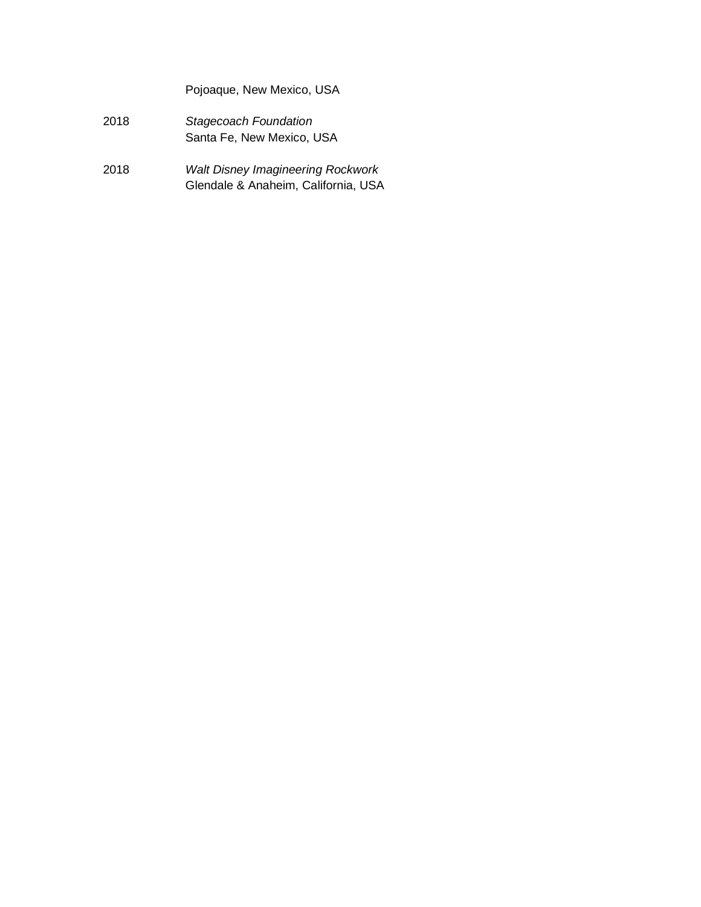Pojoaque, New Mexico, USA

2018 *Stagecoach Foundation*
Santa Fe, New Mexico, USA

2018 *Walt Disney Imagineering Rockwork*
Glendale & Anaheim, California, USA